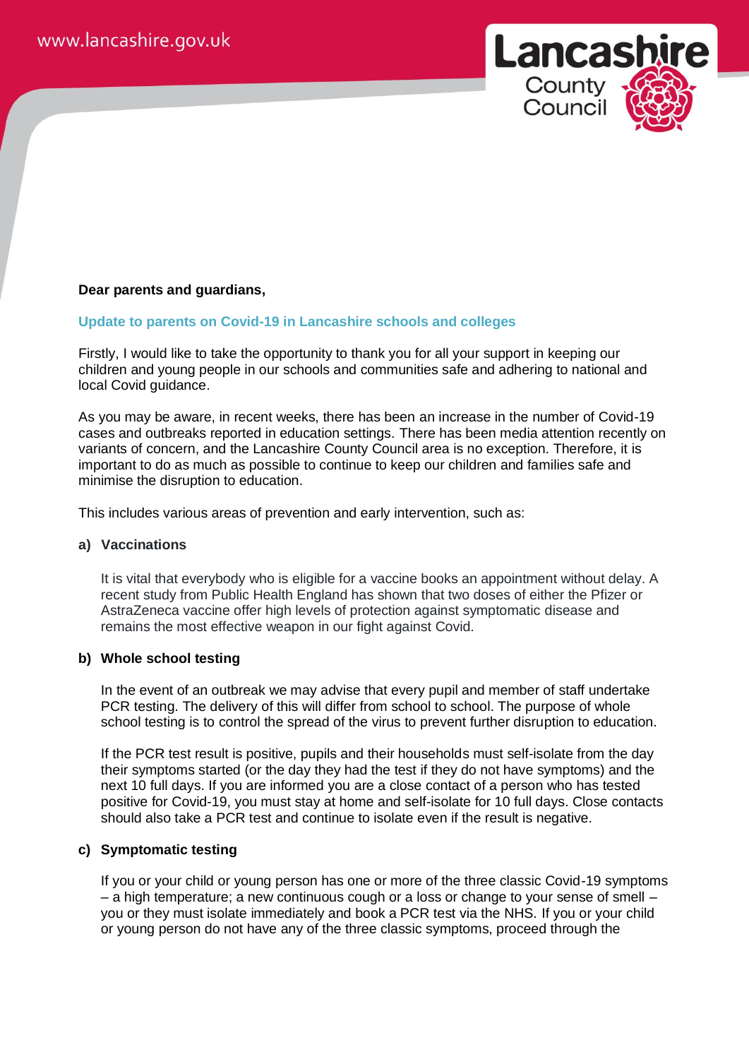**Dear parents and guardians,**

## Update to parents on Covid-19 in Lancashire schools and colleges

Firstly, I would like to take the opportunity to thank you for all your support in keeping our children and young people in our schools and communities safe and adhering to national and local Covid guidance.

As you may be aware, in recent weeks, there has been an increase in the number of Covid-19 cases and outbreaks reported in education settings. There has been media attention recently on variants of concern, and the Lancashire County Council area is no exception. Therefore, it is important to do as much as possible to continue to keep our children and families safe and minimise the disruption to education.

This includes various areas of prevention and early intervention, such as:

**a) Vaccinations**

It is vital that everybody who is eligible for a vaccine books an appointment without delay. A recent study from Public Health England has shown that two doses of either the Pfizer or AstraZeneca vaccine offer high levels of protection against symptomatic disease and remains the most effective weapon in our fight against Covid.

**b) Whole school testing**

In the event of an outbreak we may advise that every pupil and member of staff undertake PCR testing. The delivery of this will differ from school to school. The purpose of whole school testing is to control the spread of the virus to prevent further disruption to education.

If the PCR test result is positive, pupils and their households must self-isolate from the day their symptoms started (or the day they had the test if they do not have symptoms) and the next 10 full days. If you are informed you are a close contact of a person who has tested positive for Covid-19, you must stay at home and self-isolate for 10 full days. Close contacts should also take a PCR test and continue to isolate even if the result is negative.

**c) Symptomatic testing**

If you or your child or young person has one or more of the three classic Covid-19 symptoms – a high temperature; a new continuous cough or a loss or change to your sense of smell – you or they must isolate immediately and book a PCR test via the NHS. If you or your child or young person do not have any of the three classic symptoms, proceed through the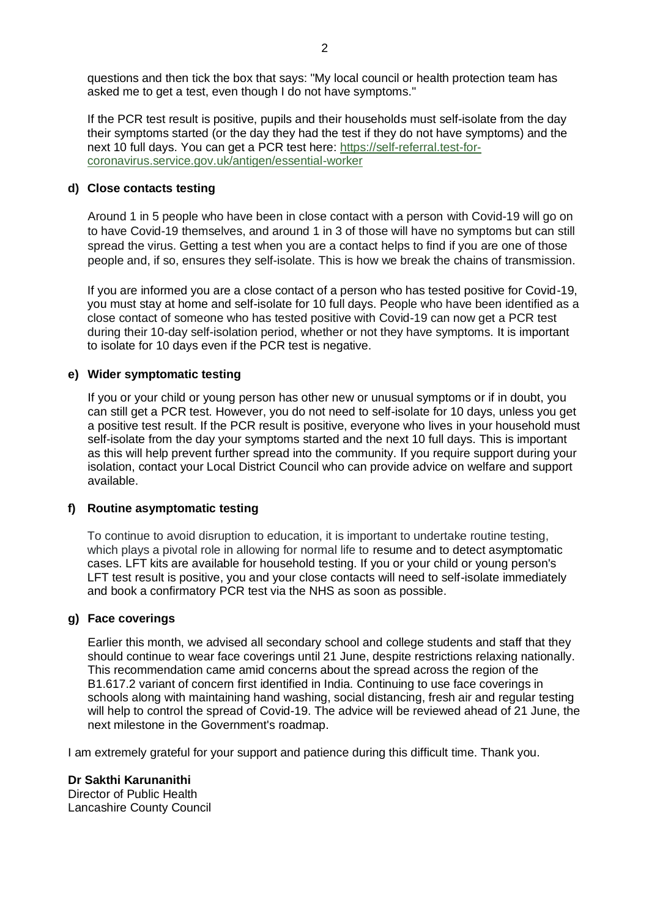questions and then tick the box that says: "My local council or health protection team has asked me to get a test, even though I do not have symptoms."

If the PCR test result is positive, pupils and their households must self-isolate from the day their symptoms started (or the day they had the test if they do not have symptoms) and the next 10 full days. You can get a PCR test here: [https://self-referral.test-for-coronavirus.service.gov.uk/antigen/essential-worker](https://self-referral.test-for-coronavirus.service.gov.uk/antigen/essential-worker)

**d) Close contacts testing**

Around 1 in 5 people who have been in close contact with a person with Covid-19 will go on to have Covid-19 themselves, and around 1 in 3 of those will have no symptoms but can still spread the virus. Getting a test when you are a contact helps to find if you are one of those people and, if so, ensures they self-isolate. This is how we break the chains of transmission.

If you are informed you are a close contact of a person who has tested positive for Covid-19, you must stay at home and self-isolate for 10 full days. People who have been identified as a close contact of someone who has tested positive with Covid-19 can now get a PCR test during their 10-day self-isolation period, whether or not they have symptoms. It is important to isolate for 10 days even if the PCR test is negative.

**e) Wider symptomatic testing**

If you or your child or young person has other new or unusual symptoms or if in doubt, you can still get a PCR test. However, you do not need to self-isolate for 10 days, unless you get a positive test result. If the PCR result is positive, everyone who lives in your household must self-isolate from the day your symptoms started and the next 10 full days. This is important as this will help prevent further spread into the community. If you require support during your isolation, contact your Local District Council who can provide advice on welfare and support available.

**f) Routine asymptomatic testing**

To continue to avoid disruption to education, it is important to undertake routine testing, which plays a pivotal role in allowing for normal life to resume and to detect asymptomatic cases. LFT kits are available for household testing. If you or your child or young person's LFT test result is positive, you and your close contacts will need to self-isolate immediately and book a confirmatory PCR test via the NHS as soon as possible.

**g) Face coverings**

Earlier this month, we advised all secondary school and college students and staff that they should continue to wear face coverings until 21 June, despite restrictions relaxing nationally. This recommendation came amid concerns about the spread across the region of the B1.617.2 variant of concern first identified in India. Continuing to use face coverings in schools along with maintaining hand washing, social distancing, fresh air and regular testing will help to control the spread of Covid-19. The advice will be reviewed ahead of 21 June, the next milestone in the Government's roadmap.

I am extremely grateful for your support and patience during this difficult time. Thank you.

**Dr Sakthi Karunanithi**
Director of Public Health
Lancashire County Council